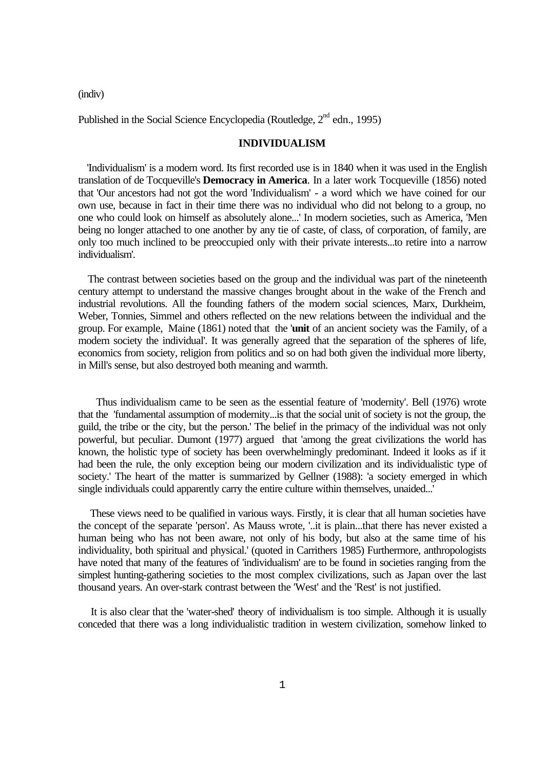(indiv)

Published in the Social Science Encyclopedia (Routledge, 2nd edn., 1995)

# INDIVIDUALISM

'Individualism' is a modern word. Its first recorded use is in 1840 when it was used in the English translation of de Tocqueville's **Democracy in America**. In a later work Tocqueville (1856) noted that 'Our ancestors had not got the word 'Individualism' - a word which we have coined for our own use, because in fact in their time there was no individual who did not belong to a group, no one who could look on himself as absolutely alone...' In modern societies, such as America, 'Men being no longer attached to one another by any tie of caste, of class, of corporation, of family, are only too much inclined to be preoccupied only with their private interests...to retire into a narrow individualism'.

The contrast between societies based on the group and the individual was part of the nineteenth century attempt to understand the massive changes brought about in the wake of the French and industrial revolutions. All the founding fathers of the modern social sciences, Marx, Durkheim, Weber, Tonnies, Simmel and others reflected on the new relations between the individual and the group. For example, Maine (1861) noted that the '**unit** of an ancient society was the Family, of a modern society the individual'. It was generally agreed that the separation of the spheres of life, economics from society, religion from politics and so on had both given the individual more liberty, in Mill's sense, but also destroyed both meaning and warmth.

Thus individualism came to be seen as the essential feature of 'modernity'. Bell (1976) wrote that the 'fundamental assumption of modernity...is that the social unit of society is not the group, the guild, the tribe or the city, but the person.' The belief in the primacy of the individual was not only powerful, but peculiar. Dumont (1977) argued that 'among the great civilizations the world has known, the holistic type of society has been overwhelmingly predominant. Indeed it looks as if it had been the rule, the only exception being our modern civilization and its individualistic type of society.' The heart of the matter is summarized by Gellner (1988): 'a society emerged in which single individuals could apparently carry the entire culture within themselves, unaided...'

These views need to be qualified in various ways. Firstly, it is clear that all human societies have the concept of the separate 'person'. As Mauss wrote, '..it is plain...that there has never existed a human being who has not been aware, not only of his body, but also at the same time of his individuality, both spiritual and physical.' (quoted in Carrithers 1985) Furthermore, anthropologists have noted that many of the features of 'individualism' are to be found in societies ranging from the simplest hunting-gathering societies to the most complex civilizations, such as Japan over the last thousand years. An over-stark contrast between the 'West' and the 'Rest' is not justified.

It is also clear that the 'water-shed' theory of individualism is too simple. Although it is usually conceded that there was a long individualistic tradition in western civilization, somehow linked to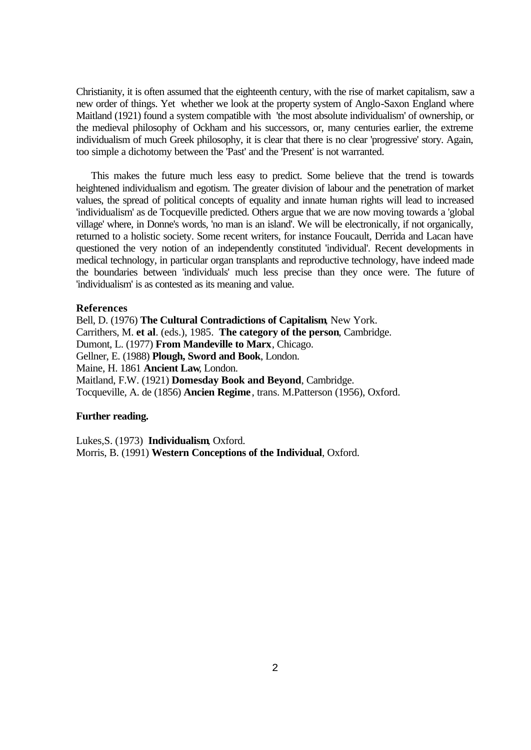Christianity, it is often assumed that the eighteenth century, with the rise of market capitalism, saw a new order of things. Yet whether we look at the property system of Anglo-Saxon England where Maitland (1921) found a system compatible with 'the most absolute individualism' of ownership, or the medieval philosophy of Ockham and his successors, or, many centuries earlier, the extreme individualism of much Greek philosophy, it is clear that there is no clear 'progressive' story. Again, too simple a dichotomy between the 'Past' and the 'Present' is not warranted.

This makes the future much less easy to predict. Some believe that the trend is towards heightened individualism and egotism. The greater division of labour and the penetration of market values, the spread of political concepts of equality and innate human rights will lead to increased 'individualism' as de Tocqueville predicted. Others argue that we are now moving towards a 'global village' where, in Donne's words, 'no man is an island'. We will be electronically, if not organically, returned to a holistic society. Some recent writers, for instance Foucault, Derrida and Lacan have questioned the very notion of an independently constituted 'individual'. Recent developments in medical technology, in particular organ transplants and reproductive technology, have indeed made the boundaries between 'individuals' much less precise than they once were. The future of 'individualism' is as contested as its meaning and value.

**References**

Bell, D. (1976) **The Cultural Contradictions of Capitalism**, New York.
Carrithers, M. **et al**. (eds.), 1985. **The category of the person**, Cambridge.
Dumont, L. (1977) **From Mandeville to Marx**, Chicago.
Gellner, E. (1988) **Plough, Sword and Book**, London.
Maine, H. 1861 **Ancient Law**, London.
Maitland, F.W. (1921) **Domesday Book and Beyond**, Cambridge.
Tocqueville, A. de (1856) **Ancien Regime**, trans. M.Patterson (1956), Oxford.

**Further reading.**

Lukes,S. (1973) **Individualism**, Oxford.
Morris, B. (1991) **Western Conceptions of the Individual**, Oxford.